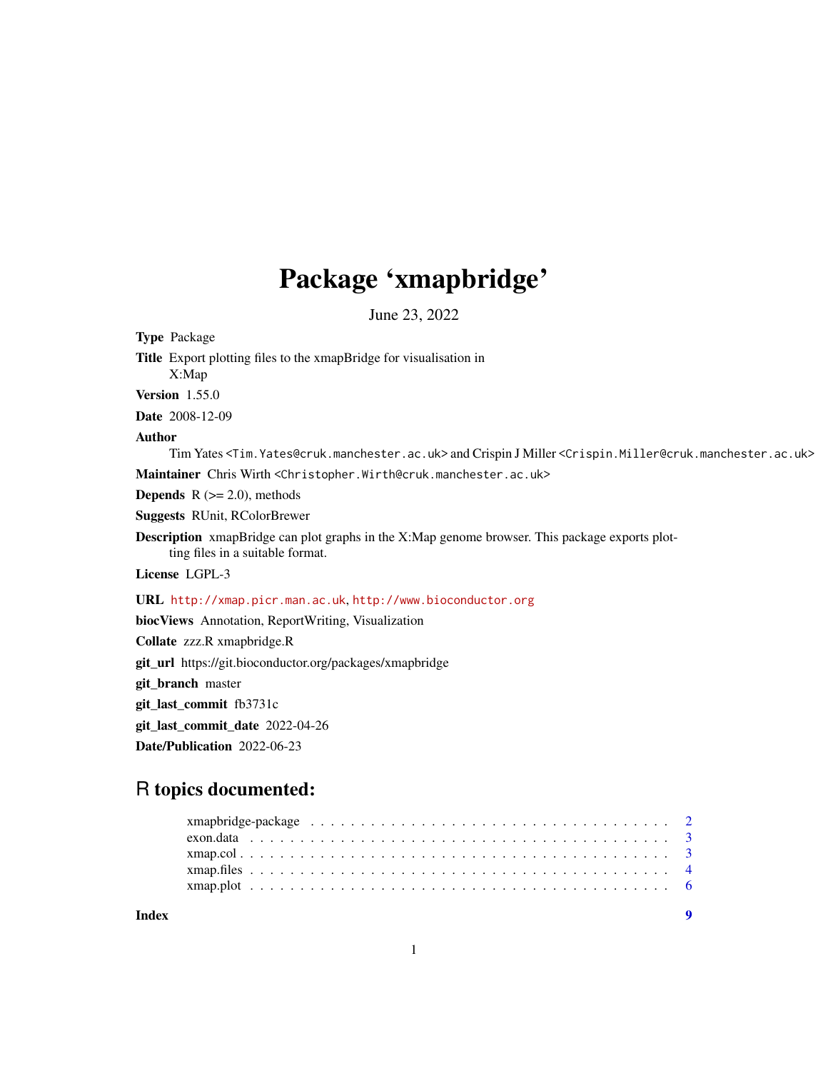# Package 'xmapbridge'

June 23, 2022

**Type** Package

**Title** Export plotting files to the xmapBridge for visualisation in X:Map

**Version** 1.55.0

**Date** 2008-12-09

**Author** Tim Yates <Tim.Yates@cruk.manchester.ac.uk> and Crispin J Miller <Crispin.Miller@cruk.manchester.ac.uk>

**Maintainer** Chris Wirth <Christopher.Wirth@cruk.manchester.ac.uk>

**Depends** R (>= 2.0), methods

**Suggests** RUnit, RColorBrewer

**Description** xmapBridge can plot graphs in the X:Map genome browser. This package exports plotting files in a suitable format.

**License** LGPL-3

**URL** http://xmap.picr.man.ac.uk, http://www.bioconductor.org

**biocViews** Annotation, ReportWriting, Visualization

**Collate** zzz.R xmapbridge.R

**git_url** https://git.bioconductor.org/packages/xmapbridge

**git_branch** master

**git_last_commit** fb3731c

**git_last_commit_date** 2022-04-26

**Date/Publication** 2022-06-23

## R topics documented:

- xmapbridge-package . . . . . . . . . . . . . . . . . . . . . . . . . . . . . . . . . . 2
- exon.data . . . . . . . . . . . . . . . . . . . . . . . . . . . . . . . . . . . . . . . . 3
- xmap.col . . . . . . . . . . . . . . . . . . . . . . . . . . . . . . . . . . . . . . . . . 3
- xmap.files . . . . . . . . . . . . . . . . . . . . . . . . . . . . . . . . . . . . . . . . 4
- xmap.plot . . . . . . . . . . . . . . . . . . . . . . . . . . . . . . . . . . . . . . . . 6

**Index** 9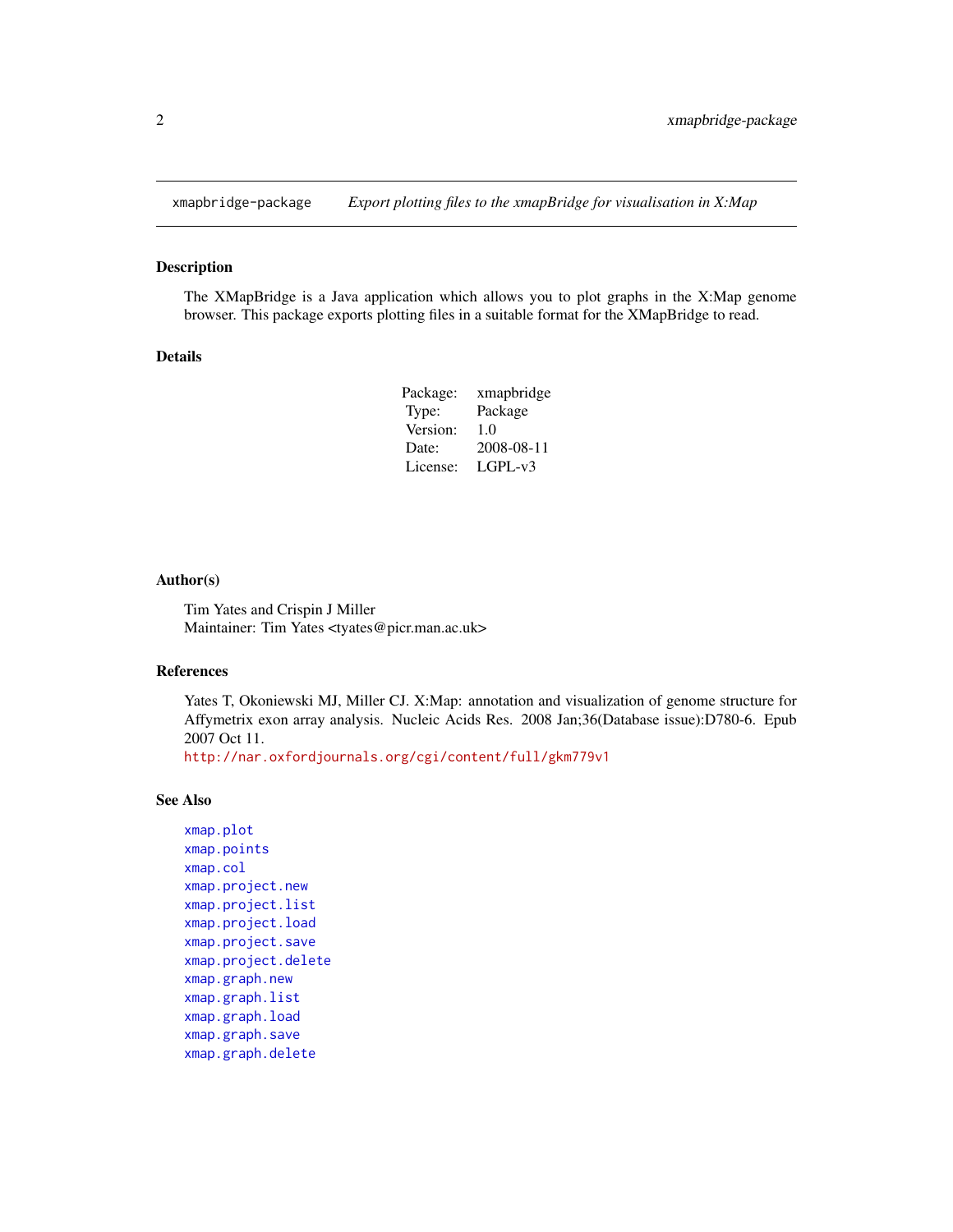xmapbridge-package *Export plotting files to the xmapBridge for visualisation in X:Map*

## Description

The XMapBridge is a Java application which allows you to plot graphs in the X:Map genome browser. This package exports plotting files in a suitable format for the XMapBridge to read.

## Details

| | |
|---|---|
| Package: | xmapbridge |
| Type: | Package |
| Version: | 1.0 |
| Date: | 2008-08-11 |
| License: | LGPL-v3 |

## Author(s)

Tim Yates and Crispin J Miller
Maintainer: Tim Yates <tyates@picr.man.ac.uk>

## References

Yates T, Okoniewski MJ, Miller CJ. X:Map: annotation and visualization of genome structure for Affymetrix exon array analysis. Nucleic Acids Res. 2008 Jan;36(Database issue):D780-6. Epub 2007 Oct 11.
http://nar.oxfordjournals.org/cgi/content/full/gkm779v1

## See Also

xmap.plot
xmap.points
xmap.col
xmap.project.new
xmap.project.list
xmap.project.load
xmap.project.save
xmap.project.delete
xmap.graph.new
xmap.graph.list
xmap.graph.load
xmap.graph.save
xmap.graph.delete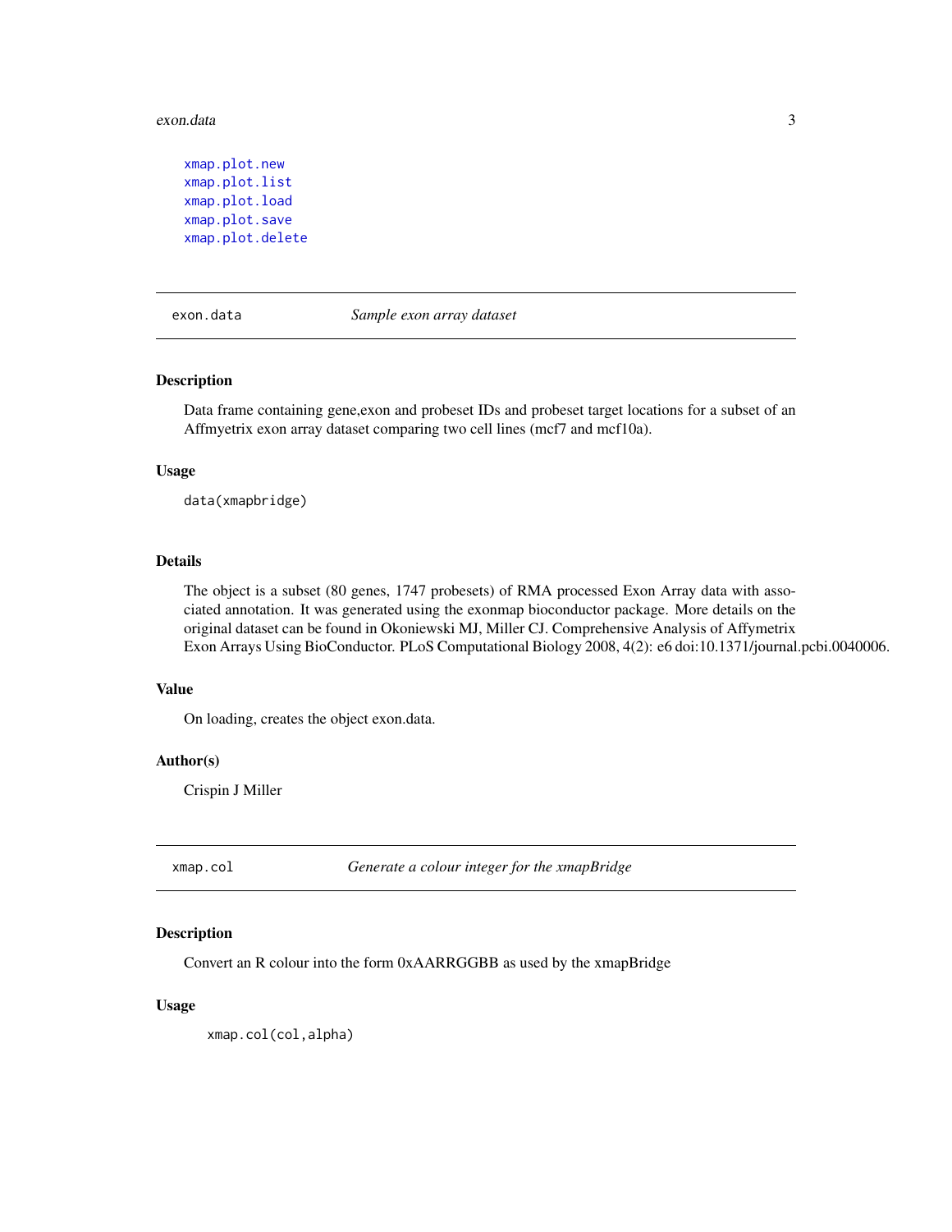xmap.plot.new
xmap.plot.list
xmap.plot.load
xmap.plot.save
xmap.plot.delete

---

## exon.data — *Sample exon array dataset*

### Description

Data frame containing gene,exon and probeset IDs and probeset target locations for a subset of an Affmyetrix exon array dataset comparing two cell lines (mcf7 and mcf10a).

### Usage

```
data(xmapbridge)
```

### Details

The object is a subset (80 genes, 1747 probesets) of RMA processed Exon Array data with associated annotation. It was generated using the exonmap bioconductor package. More details on the original dataset can be found in Okoniewski MJ, Miller CJ. Comprehensive Analysis of Affymetrix Exon Arrays Using BioConductor. PLoS Computational Biology 2008, 4(2): e6 doi:10.1371/journal.pcbi.0040006.

### Value

On loading, creates the object exon.data.

### Author(s)

Crispin J Miller

---

## xmap.col — *Generate a colour integer for the xmapBridge*

### Description

Convert an R colour into the form 0xAARRGGBB as used by the xmapBridge

### Usage

```
xmap.col(col,alpha)
```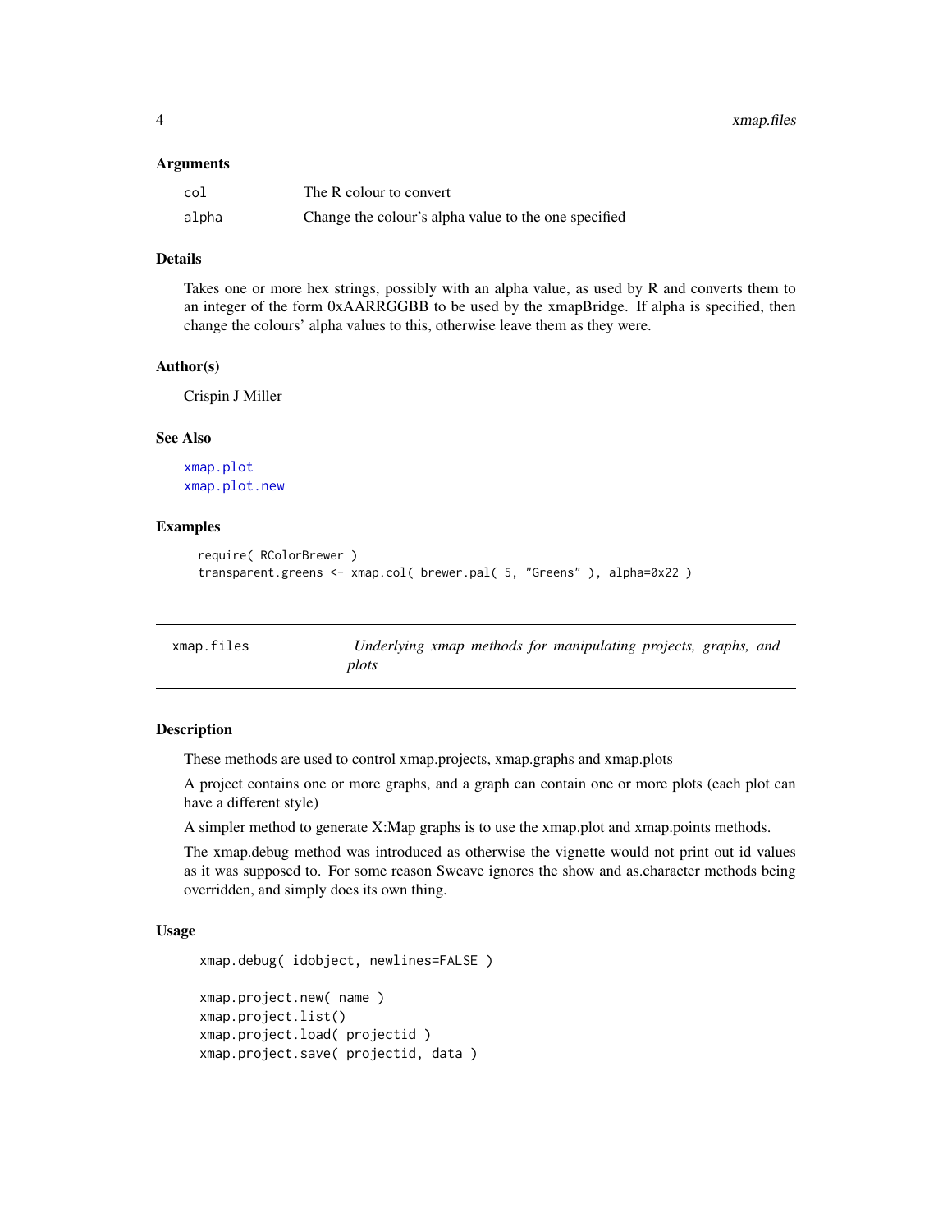### Arguments

| | |
|---|---|
| col | The R colour to convert |
| alpha | Change the colour's alpha value to the one specified |

### Details

Takes one or more hex strings, possibly with an alpha value, as used by R and converts them to an integer of the form 0xAARRGGBB to be used by the xmapBridge. If alpha is specified, then change the colours' alpha values to this, otherwise leave them as they were.

### Author(s)

Crispin J Miller

### See Also

xmap.plot
xmap.plot.new

### Examples

```
require( RColorBrewer )
transparent.greens <- xmap.col( brewer.pal( 5, "Greens" ), alpha=0x22 )
```

---

## xmap.files — *Underlying xmap methods for manipulating projects, graphs, and plots*

---

### Description

These methods are used to control xmap.projects, xmap.graphs and xmap.plots

A project contains one or more graphs, and a graph can contain one or more plots (each plot can have a different style)

A simpler method to generate X:Map graphs is to use the xmap.plot and xmap.points methods.

The xmap.debug method was introduced as otherwise the vignette would not print out id values as it was supposed to. For some reason Sweave ignores the show and as.character methods being overridden, and simply does its own thing.

### Usage

```
xmap.debug( idobject, newlines=FALSE )

xmap.project.new( name )
xmap.project.list()
xmap.project.load( projectid )
xmap.project.save( projectid, data )
```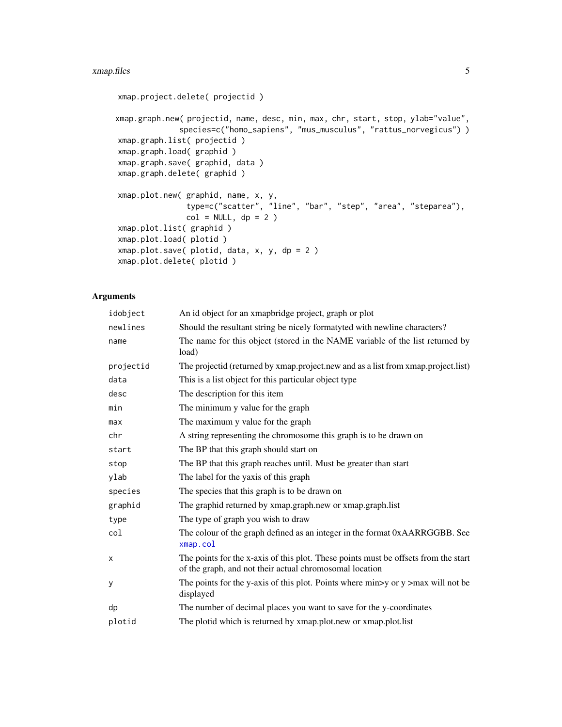```
xmap.project.delete( projectid )

xmap.graph.new( projectid, name, desc, min, max, chr, start, stop, ylab="value",
            species=c("homo_sapiens", "mus_musculus", "rattus_norvegicus") )
xmap.graph.list( projectid )
xmap.graph.load( graphid )
xmap.graph.save( graphid, data )
xmap.graph.delete( graphid )

xmap.plot.new( graphid, name, x, y,
              type=c("scatter", "line", "bar", "step", "area", "steparea"),
              col = NULL, dp = 2 )
xmap.plot.list( graphid )
xmap.plot.load( plotid )
xmap.plot.save( plotid, data, x, y, dp = 2 )
xmap.plot.delete( plotid )
```

## Arguments

| | |
|---|---|
| `idobject` | An id object for an xmapbridge project, graph or plot |
| `newlines` | Should the resultant string be nicely formatyted with newline characters? |
| `name` | The name for this object (stored in the NAME variable of the list returned by load) |
| `projectid` | The projectid (returned by xmap.project.new and as a list from xmap.project.list) |
| `data` | This is a list object for this particular object type |
| `desc` | The description for this item |
| `min` | The minimum y value for the graph |
| `max` | The maximum y value for the graph |
| `chr` | A string representing the chromosome this graph is to be drawn on |
| `start` | The BP that this graph should start on |
| `stop` | The BP that this graph reaches until. Must be greater than start |
| `ylab` | The label for the yaxis of this graph |
| `species` | The species that this graph is to be drawn on |
| `graphid` | The graphid returned by xmap.graph.new or xmap.graph.list |
| `type` | The type of graph you wish to draw |
| `col` | The colour of the graph defined as an integer in the format 0xAARRGGBB. See `xmap.col` |
| `x` | The points for the x-axis of this plot. These points must be offsets from the start of the graph, and not their actual chromosomal location |
| `y` | The points for the y-axis of this plot. Points where min>y or y >max will not be displayed |
| `dp` | The number of decimal places you want to save for the y-coordinates |
| `plotid` | The plotid which is returned by xmap.plot.new or xmap.plot.list |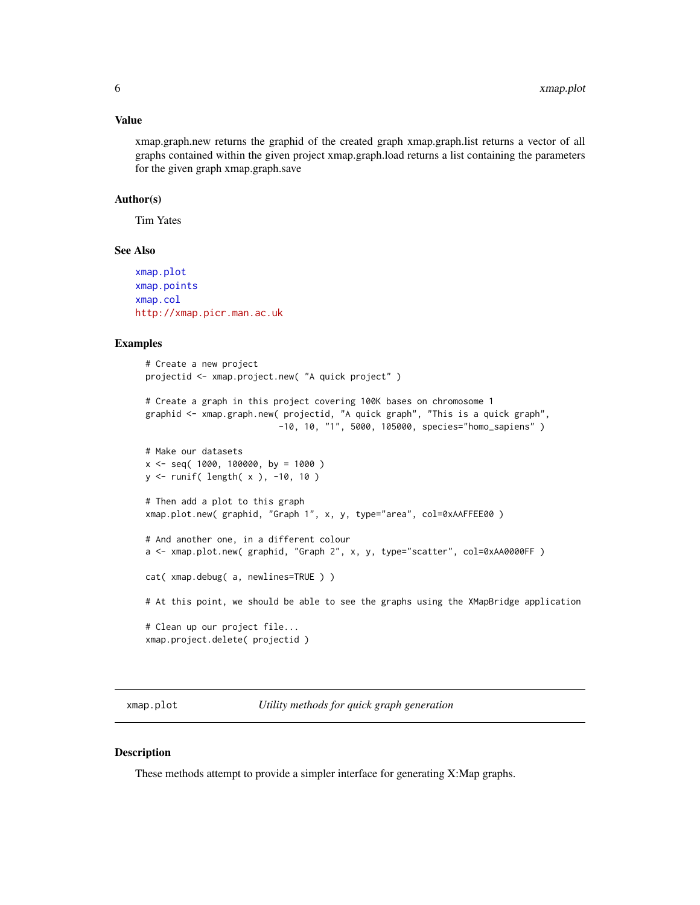### Value

xmap.graph.new returns the graphid of the created graph xmap.graph.list returns a vector of all graphs contained within the given project xmap.graph.load returns a list containing the parameters for the given graph xmap.graph.save

### Author(s)

Tim Yates

### See Also

xmap.plot
xmap.points
xmap.col
http://xmap.picr.man.ac.uk

### Examples

```
# Create a new project
projectid <- xmap.project.new( "A quick project" )

# Create a graph in this project covering 100K bases on chromosome 1
graphid <- xmap.graph.new( projectid, "A quick graph", "This is a quick graph",
                           -10, 10, "1", 5000, 105000, species="homo_sapiens" )

# Make our datasets
x <- seq( 1000, 100000, by = 1000 )
y <- runif( length( x ), -10, 10 )

# Then add a plot to this graph
xmap.plot.new( graphid, "Graph 1", x, y, type="area", col=0xAAFFEE00 )

# And another one, in a different colour
a <- xmap.plot.new( graphid, "Graph 2", x, y, type="scatter", col=0xAA0000FF )

cat( xmap.debug( a, newlines=TRUE ) )

# At this point, we should be able to see the graphs using the XMapBridge application

# Clean up our project file...
xmap.project.delete( projectid )
```

---

## xmap.plot — *Utility methods for quick graph generation*

### Description

These methods attempt to provide a simpler interface for generating X:Map graphs.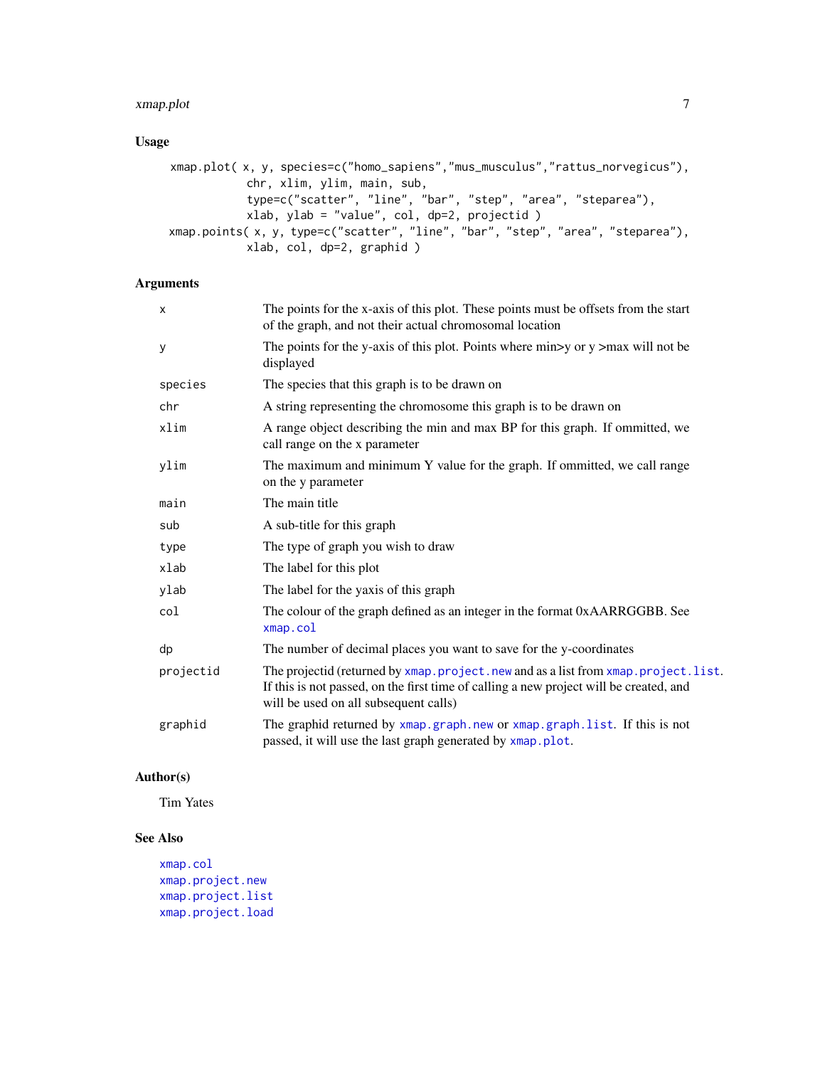## Usage

```
xmap.plot( x, y, species=c("homo_sapiens","mus_musculus","rattus_norvegicus"),
           chr, xlim, ylim, main, sub,
           type=c("scatter", "line", "bar", "step", "area", "steparea"),
           xlab, ylab = "value", col, dp=2, projectid )
xmap.points( x, y, type=c("scatter", "line", "bar", "step", "area", "steparea"),
           xlab, col, dp=2, graphid )
```

## Arguments

| | |
|---|---|
| `x` | The points for the x-axis of this plot. These points must be offsets from the start of the graph, and not their actual chromosomal location |
| `y` | The points for the y-axis of this plot. Points where min>y or y >max will not be displayed |
| `species` | The species that this graph is to be drawn on |
| `chr` | A string representing the chromosome this graph is to be drawn on |
| `xlim` | A range object describing the min and max BP for this graph. If ommitted, we call range on the x parameter |
| `ylim` | The maximum and minimum Y value for the graph. If ommitted, we call range on the y parameter |
| `main` | The main title |
| `sub` | A sub-title for this graph |
| `type` | The type of graph you wish to draw |
| `xlab` | The label for this plot |
| `ylab` | The label for the yaxis of this graph |
| `col` | The colour of the graph defined as an integer in the format 0xAARRGGBB. See `xmap.col` |
| `dp` | The number of decimal places you want to save for the y-coordinates |
| `projectid` | The projectid (returned by `xmap.project.new` and as a list from `xmap.project.list`. If this is not passed, on the first time of calling a new project will be created, and will be used on all subsequent calls) |
| `graphid` | The graphid returned by `xmap.graph.new` or `xmap.graph.list`. If this is not passed, it will use the last graph generated by `xmap.plot`. |

## Author(s)

Tim Yates

## See Also

`xmap.col`
`xmap.project.new`
`xmap.project.list`
`xmap.project.load`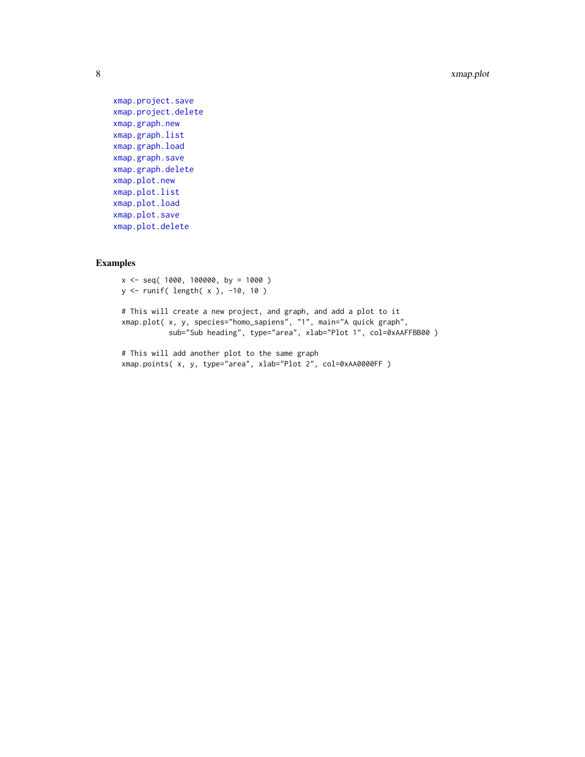xmap.project.save
xmap.project.delete
xmap.graph.new
xmap.graph.list
xmap.graph.load
xmap.graph.save
xmap.graph.delete
xmap.plot.new
xmap.plot.list
xmap.plot.load
xmap.plot.save
xmap.plot.delete

## Examples

```
x <- seq( 1000, 100000, by = 1000 )
y <- runif( length( x ), -10, 10 )

# This will create a new project, and graph, and add a plot to it
xmap.plot( x, y, species="homo_sapiens", "1", main="A quick graph",
           sub="Sub heading", type="area", xlab="Plot 1", col=0xAAFFBB00 )

# This will add another plot to the same graph
xmap.points( x, y, type="area", xlab="Plot 2", col=0xAA0000FF )
```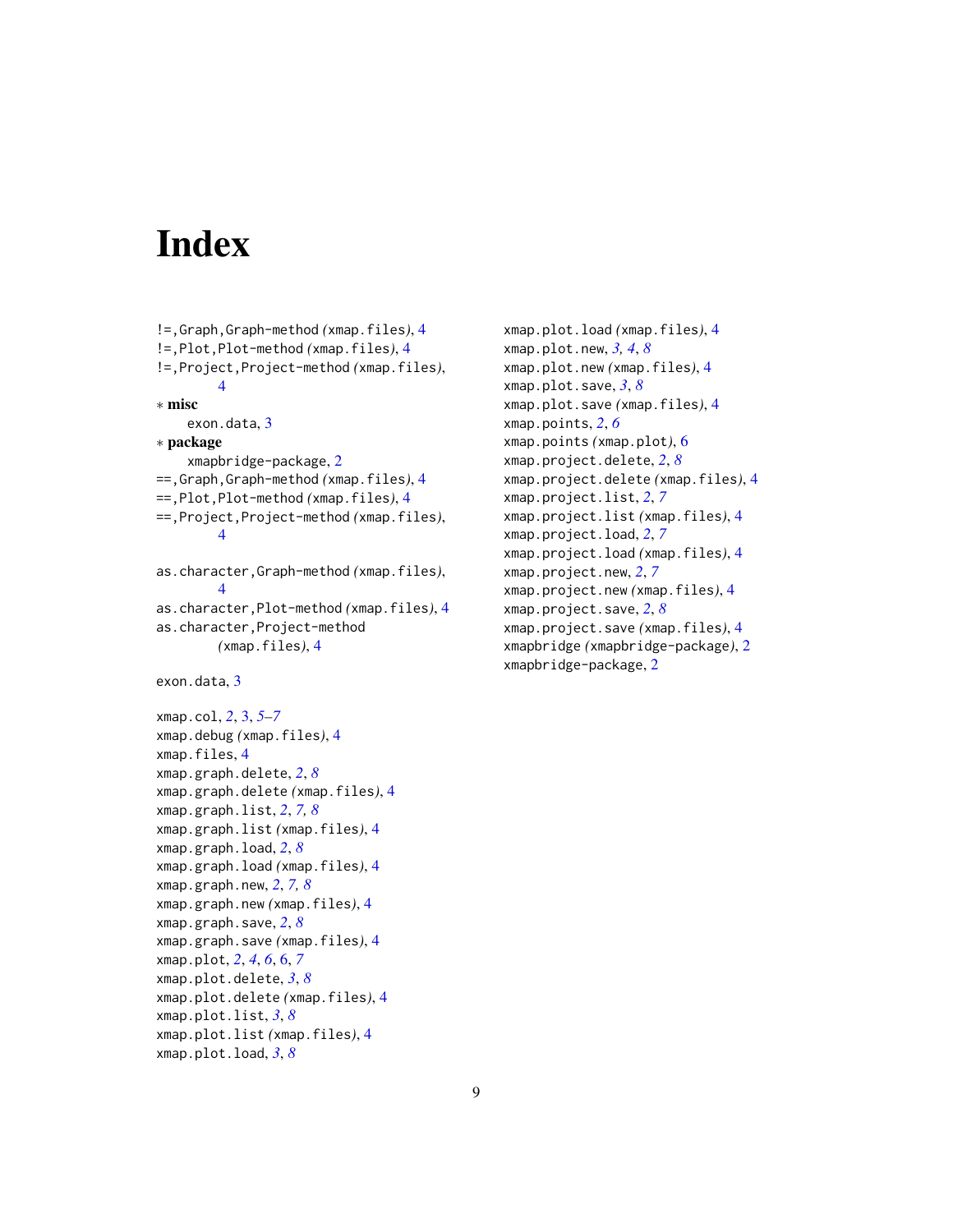# Index

!=,Graph,Graph-method (xmap.files), 4
!=,Plot,Plot-method (xmap.files), 4
!=,Project,Project-method (xmap.files), 4

* **misc**
    exon.data, 3
* **package**
    xmapbridge-package, 2

==,Graph,Graph-method (xmap.files), 4
==,Plot,Plot-method (xmap.files), 4
==,Project,Project-method (xmap.files), 4

as.character,Graph-method (xmap.files), 4
as.character,Plot-method (xmap.files), 4
as.character,Project-method (xmap.files), 4

exon.data, 3

xmap.col, 2, 3, 5–7
xmap.debug (xmap.files), 4
xmap.files, 4
xmap.graph.delete, 2, 8
xmap.graph.delete (xmap.files), 4
xmap.graph.list, 2, 7, 8
xmap.graph.list (xmap.files), 4
xmap.graph.load, 2, 8
xmap.graph.load (xmap.files), 4
xmap.graph.new, 2, 7, 8
xmap.graph.new (xmap.files), 4
xmap.graph.save, 2, 8
xmap.graph.save (xmap.files), 4
xmap.plot, 2, 4, 6, 6, 7
xmap.plot.delete, 3, 8
xmap.plot.delete (xmap.files), 4
xmap.plot.list, 3, 8
xmap.plot.list (xmap.files), 4
xmap.plot.load, 3, 8
xmap.plot.load (xmap.files), 4
xmap.plot.new, 3, 4, 8
xmap.plot.new (xmap.files), 4
xmap.plot.save, 3, 8
xmap.plot.save (xmap.files), 4
xmap.points, 2, 6
xmap.points (xmap.plot), 6
xmap.project.delete, 2, 8
xmap.project.delete (xmap.files), 4
xmap.project.list, 2, 7
xmap.project.list (xmap.files), 4
xmap.project.load, 2, 7
xmap.project.load (xmap.files), 4
xmap.project.new, 2, 7
xmap.project.new (xmap.files), 4
xmap.project.save, 2, 8
xmap.project.save (xmap.files), 4
xmapbridge (xmapbridge-package), 2
xmapbridge-package, 2